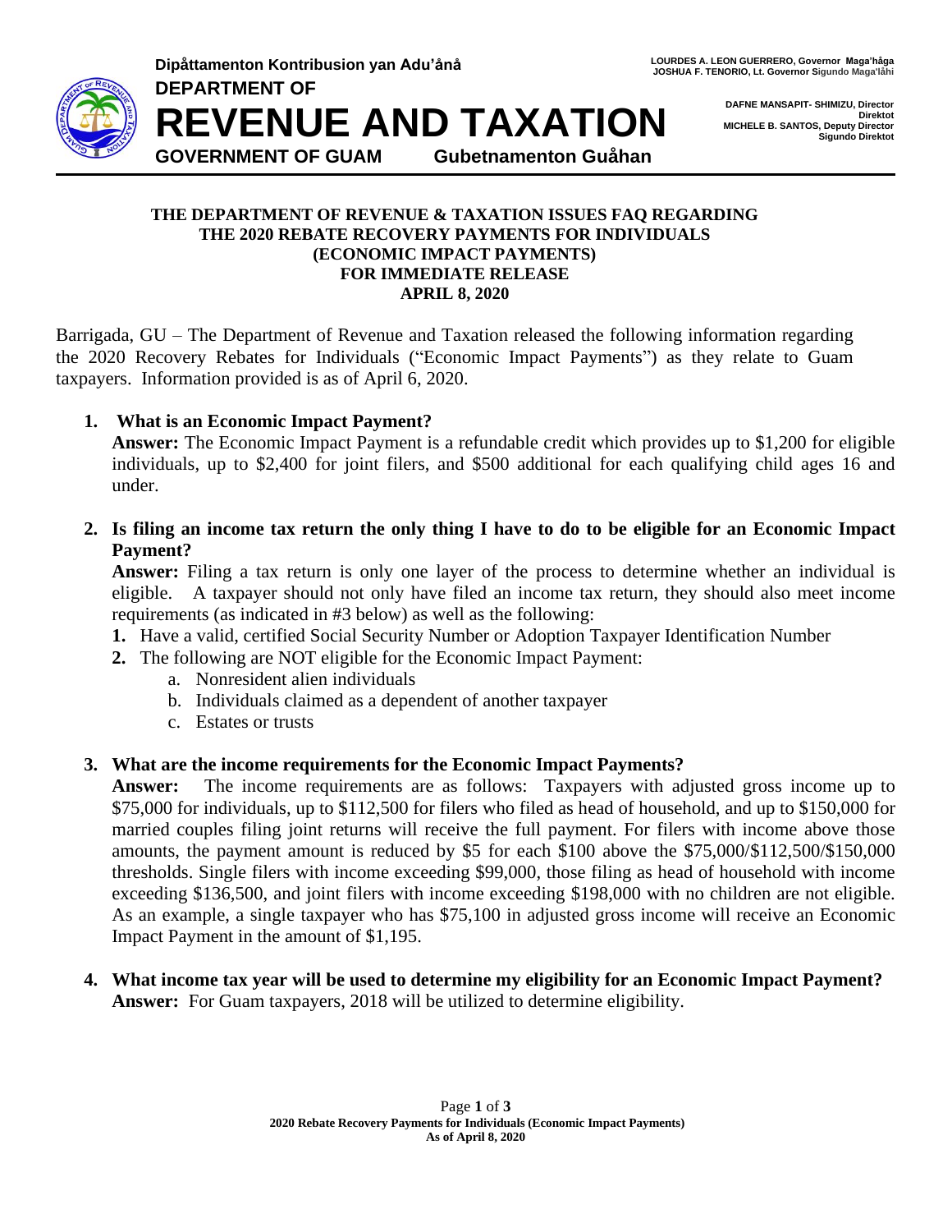Dipåttamenton Kontribusion yan Adu'ånå

**DEPARTMENT OF**

# REVENUE AND TAXATION

**GOVERNMENT OF GUAM** **Gubetnamenton Guåhan**

**LOURDES A. LEON GUERRERO, Governor Maga'håga**
**JOSHUA F. TENORIO, Lt. Governor Sigundo Maga'låhi**

**DAFNE MANSAPIT- SHIMIZU, Director**
**Direktot**
**MICHELE B. SANTOS, Deputy Director**
**Sigundo Direktot**

**THE DEPARTMENT OF REVENUE & TAXATION ISSUES FAQ REGARDING THE 2020 REBATE RECOVERY PAYMENTS FOR INDIVIDUALS (ECONOMIC IMPACT PAYMENTS)**
**FOR IMMEDIATE RELEASE**
**APRIL 8, 2020**

Barrigada, GU – The Department of Revenue and Taxation released the following information regarding the 2020 Recovery Rebates for Individuals ("Economic Impact Payments") as they relate to Guam taxpayers. Information provided is as of April 6, 2020.

1. **What is an Economic Impact Payment?**
   **Answer:** The Economic Impact Payment is a refundable credit which provides up to $1,200 for eligible individuals, up to $2,400 for joint filers, and $500 additional for each qualifying child ages 16 and under.

2. **Is filing an income tax return the only thing I have to do to be eligible for an Economic Impact Payment?**
   **Answer:** Filing a tax return is only one layer of the process to determine whether an individual is eligible. A taxpayer should not only have filed an income tax return, they should also meet income requirements (as indicated in #3 below) as well as the following:
   1. Have a valid, certified Social Security Number or Adoption Taxpayer Identification Number
   2. The following are NOT eligible for the Economic Impact Payment:
      a. Nonresident alien individuals
      b. Individuals claimed as a dependent of another taxpayer
      c. Estates or trusts

3. **What are the income requirements for the Economic Impact Payments?**
   **Answer:** The income requirements are as follows: Taxpayers with adjusted gross income up to $75,000 for individuals, up to $112,500 for filers who filed as head of household, and up to $150,000 for married couples filing joint returns will receive the full payment. For filers with income above those amounts, the payment amount is reduced by $5 for each $100 above the $75,000/$112,500/$150,000 thresholds. Single filers with income exceeding $99,000, those filing as head of household with income exceeding $136,500, and joint filers with income exceeding $198,000 with no children are not eligible. As an example, a single taxpayer who has $75,100 in adjusted gross income will receive an Economic Impact Payment in the amount of $1,195.

4. **What income tax year will be used to determine my eligibility for an Economic Impact Payment?**
   **Answer:** For Guam taxpayers, 2018 will be utilized to determine eligibility.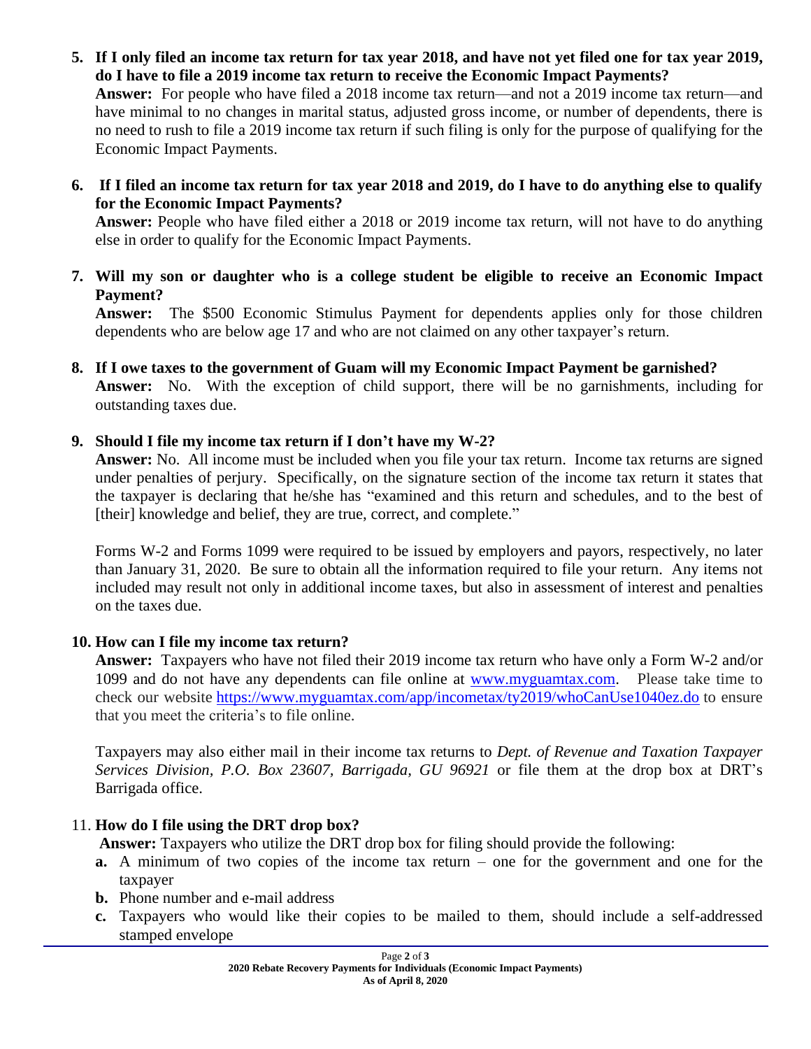5. **If I only filed an income tax return for tax year 2018, and have not yet filed one for tax year 2019, do I have to file a 2019 income tax return to receive the Economic Impact Payments?**
   **Answer:** For people who have filed a 2018 income tax return—and not a 2019 income tax return—and have minimal to no changes in marital status, adjusted gross income, or number of dependents, there is no need to rush to file a 2019 income tax return if such filing is only for the purpose of qualifying for the Economic Impact Payments.

6. **If I filed an income tax return for tax year 2018 and 2019, do I have to do anything else to qualify for the Economic Impact Payments?**
   **Answer:** People who have filed either a 2018 or 2019 income tax return, will not have to do anything else in order to qualify for the Economic Impact Payments.

7. **Will my son or daughter who is a college student be eligible to receive an Economic Impact Payment?**
   **Answer:** The $500 Economic Stimulus Payment for dependents applies only for those children dependents who are below age 17 and who are not claimed on any other taxpayer's return.

8. **If I owe taxes to the government of Guam will my Economic Impact Payment be garnished?**
   **Answer:** No. With the exception of child support, there will be no garnishments, including for outstanding taxes due.

9. **Should I file my income tax return if I don't have my W-2?**
   **Answer:** No. All income must be included when you file your tax return. Income tax returns are signed under penalties of perjury. Specifically, on the signature section of the income tax return it states that the taxpayer is declaring that he/she has "examined and this return and schedules, and to the best of [their] knowledge and belief, they are true, correct, and complete."

   Forms W-2 and Forms 1099 were required to be issued by employers and payors, respectively, no later than January 31, 2020. Be sure to obtain all the information required to file your return. Any items not included may result not only in additional income taxes, but also in assessment of interest and penalties on the taxes due.

10. **How can I file my income tax return?**
    **Answer:** Taxpayers who have not filed their 2019 income tax return who have only a Form W-2 and/or 1099 and do not have any dependents can file online at [www.myguamtax.com](http://www.myguamtax.com). Please take time to check our website [https://www.myguamtax.com/app/incometax/ty2019/whoCanUse1040ez.do](https://www.myguamtax.com/app/incometax/ty2019/whoCanUse1040ez.do) to ensure that you meet the criteria's to file online.

    Taxpayers may also either mail in their income tax returns to *Dept. of Revenue and Taxation Taxpayer Services Division, P.O. Box 23607, Barrigada, GU 96921* or file them at the drop box at DRT's Barrigada office.

11. **How do I file using the DRT drop box?**
    **Answer:** Taxpayers who utilize the DRT drop box for filing should provide the following:
    - **a.** A minimum of two copies of the income tax return – one for the government and one for the taxpayer
    - **b.** Phone number and e-mail address
    - **c.** Taxpayers who would like their copies to be mailed to them, should include a self-addressed stamped envelope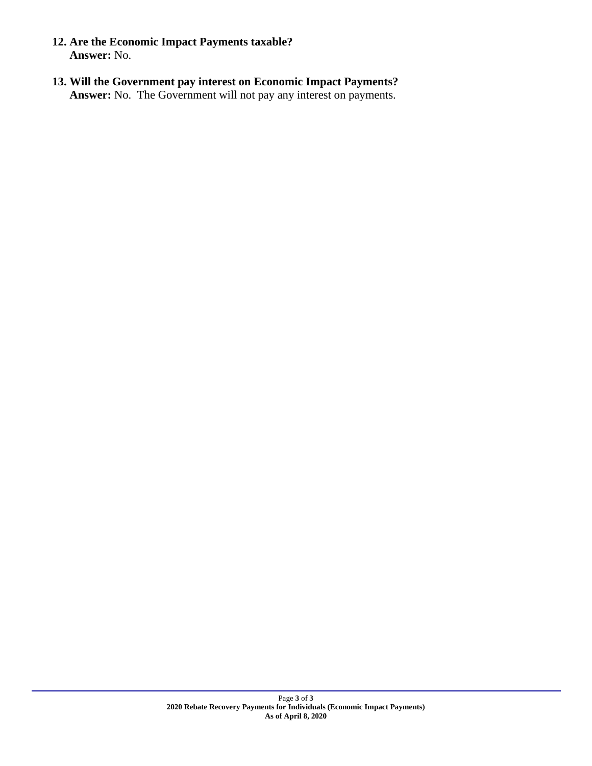12. **Are the Economic Impact Payments taxable?**
    **Answer:** No.

13. **Will the Government pay interest on Economic Impact Payments?**
    **Answer:** No. The Government will not pay any interest on payments.